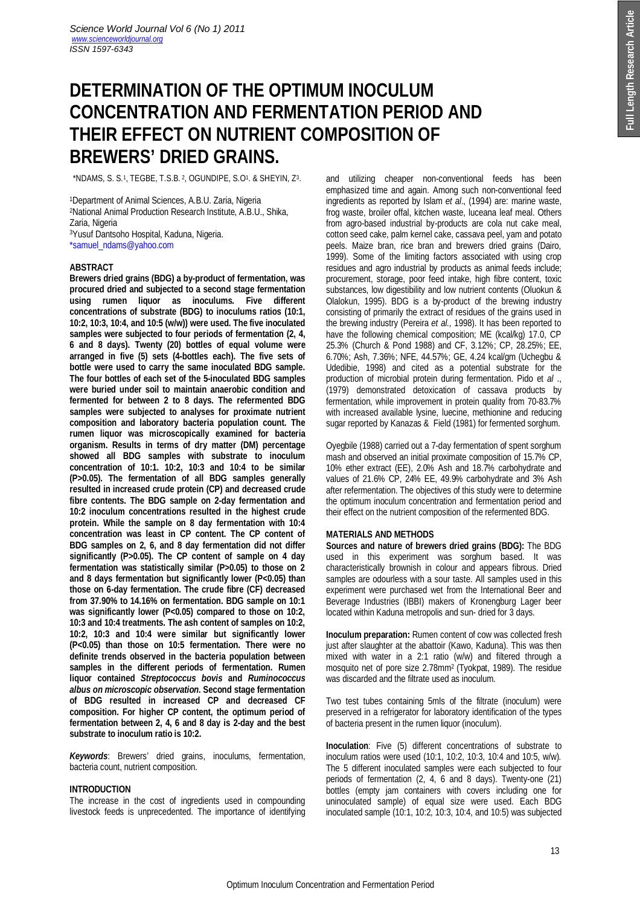# DETERMINATION OF THE OPTIMUM INOCULUM CONCENTRATION AND FERMENTATION PERIOD AND THEIR EFFECT ON NUTRIENT COMPOSITION OF BREWERS' DRIED GRAINS.

*NDAMS, S. S.[1], TEGBE, T.S.B. [2], OGUNDIPE, S.O[1]. & SHEYIN, Z[3].

[1]Department of Animal Sciences, A.B.U. Zaria, Nigeria
[2]National Animal Production Research Institute, A.B.U., Shika, Zaria, Nigeria
[3]Yusuf Dantsoho Hospital, Kaduna, Nigeria.
*samuel_ndams@yahoo.com

## ABSTRACT

**Brewers dried grains (BDG) a by-product of fermentation, was procured dried and subjected to a second stage fermentation using rumen liquor as inoculums. Five different concentrations of substrate (BDG) to inoculums ratios (10:1, 10:2, 10:3, 10:4, and 10:5 (w/w)) were used. The five inoculated samples were subjected to four periods of fermentation (2, 4, 6 and 8 days). Twenty (20) bottles of equal volume were arranged in five (5) sets (4-bottles each). The five sets of bottle were used to carry the same inoculated BDG sample. The four bottles of each set of the 5-inoculated BDG samples were buried under soil to maintain anaerobic condition and fermented for between 2 to 8 days. The refermented BDG samples were subjected to analyses for proximate nutrient composition and laboratory bacteria population count. The rumen liquor was microscopically examined for bacteria organism. Results in terms of dry matter (DM) percentage showed all BDG samples with substrate to inoculum concentration of 10:1. 10:2, 10:3 and 10:4 to be similar (P>0.05). The fermentation of all BDG samples generally resulted in increased crude protein (CP) and decreased crude fibre contents. The BDG sample on 2-day fermentation and 10:2 inoculum concentrations resulted in the highest crude protein. While the sample on 8 day fermentation with 10:4 concentration was least in CP content. The CP content of BDG samples on 2, 6, and 8 day fermentation did not differ significantly (P>0.05). The CP content of sample on 4 day fermentation was statistically similar (P>0.05) to those on 2 and 8 days fermentation but significantly lower (P<0.05) than those on 6-day fermentation. The crude fibre (CF) decreased from 37.90% to 14.16% on fermentation. BDG sample on 10:1 was significantly lower (P<0.05) compared to those on 10:2, 10:3 and 10:4 treatments. The ash content of samples on 10:2, 10:2, 10:3 and 10:4 were similar but significantly lower (P<0.05) than those on 10:5 fermentation. There were no definite trends observed in the bacteria population between samples in the different periods of fermentation. Rumen liquor contained *Streptococcus bovis* and *Ruminococcus albus* on microscopic observation. Second stage fermentation of BDG resulted in increased CP and decreased CF composition. For higher CP content, the optimum period of fermentation between 2, 4, 6 and 8 day is 2-day and the best substrate to inoculum ratio is 10:2.**

***Keywords***: Brewers' dried grains, inoculums, fermentation, bacteria count, nutrient composition.

## INTRODUCTION

The increase in the cost of ingredients used in compounding livestock feeds is unprecedented. The importance of identifying and utilizing cheaper non-conventional feeds has been emphasized time and again. Among such non-conventional feed ingredients as reported by Islam *et al*., (1994) are: marine waste, frog waste, broiler offal, kitchen waste, luceana leaf meal. Others from agro-based industrial by-products are cola nut cake meal, cotton seed cake, palm kernel cake, cassava peel, yam and potato peels. Maize bran, rice bran and brewers dried grains (Dairo, 1999). Some of the limiting factors associated with using crop residues and agro industrial by products as animal feeds include; procurement, storage, poor feed intake, high fibre content, toxic substances, low digestibility and low nutrient contents (Oluokun & Olalokun, 1995). BDG is a by-product of the brewing industry consisting of primarily the extract of residues of the grains used in the brewing industry (Pereira *et al.,* 1998). It has been reported to have the following chemical composition; ME (kcal/kg) 17.0, CP 25.3% (Church & Pond 1988) and CF, 3.12%; CP, 28.25%; EE, 6.70%; Ash, 7.36%; NFE, 44.57%; GE, 4.24 kcal/gm (Uchegbu & Udedibie, 1998) and cited as a potential substrate for the production of microbial protein during fermentation. Pido et *al* ., (1979) demonstrated detoxication of cassava products by fermentation, while improvement in protein quality from 70-83.7% with increased available lysine, luecine, methionine and reducing sugar reported by Kanazas & Field (1981) for fermented sorghum.

Oyegbile (1988) carried out a 7-day fermentation of spent sorghum mash and observed an initial proximate composition of 15.7% CP, 10% ether extract (EE), 2.0% Ash and 18.7% carbohydrate and values of 21.6% CP, 24% EE, 49.9% carbohydrate and 3% Ash after refermentation. The objectives of this study were to determine the optimum inoculum concentration and fermentation period and their effect on the nutrient composition of the refermented BDG.

## MATERIALS AND METHODS

**Sources and nature of brewers dried grains (BDG):** The BDG used in this experiment was sorghum based. It was characteristically brownish in colour and appears fibrous. Dried samples are odourless with a sour taste. All samples used in this experiment were purchased wet from the International Beer and Beverage Industries (IBBI) makers of Kronengburg Lager beer located within Kaduna metropolis and sun- dried for 3 days.

**Inoculum preparation:** Rumen content of cow was collected fresh just after slaughter at the abattoir (Kawo, Kaduna). This was then mixed with water in a 2:1 ratio (w/w) and filtered through a mosquito net of pore size 2.78mm$^2$ (Tyokpat, 1989). The residue was discarded and the filtrate used as inoculum.

Two test tubes containing 5mls of the filtrate (inoculum) were preserved in a refrigerator for laboratory identification of the types of bacteria present in the rumen liquor (inoculum).

**Inoculation**: Five (5) different concentrations of substrate to inoculum ratios were used (10:1, 10:2, 10:3, 10:4 and 10:5, w/w). The 5 different inoculated samples were each subjected to four periods of fermentation (2, 4, 6 and 8 days). Twenty-one (21) bottles (empty jam containers with covers including one for uninoculated sample) of equal size were used. Each BDG inoculated sample (10:1, 10:2, 10:3, 10:4, and 10:5) was subjected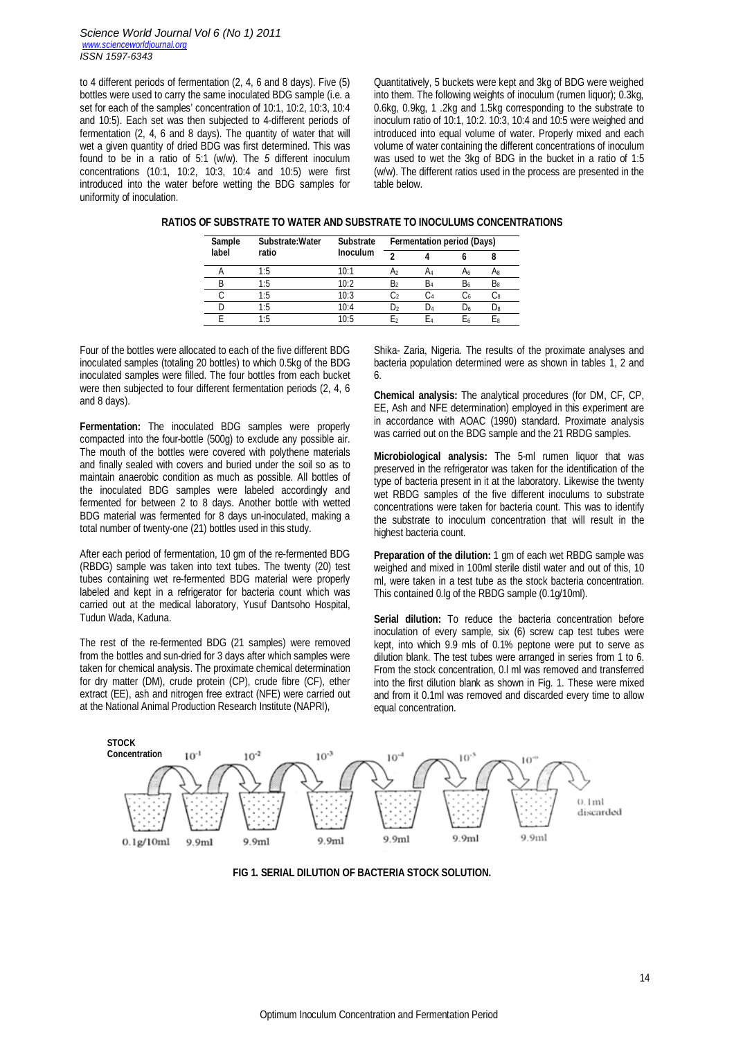to 4 different periods of fermentation (2, 4, 6 and 8 days). Five (5) bottles were used to carry the same inoculated BDG sample (i.e. a set for each of the samples' concentration of 10:1, 10:2, 10:3, 10:4 and 10:5). Each set was then subjected to 4-different periods of fermentation (2, 4, 6 and 8 days). The quantity of water that will wet a given quantity of dried BDG was first determined. This was found to be in a ratio of 5:1 (w/w). The *5* different inoculum concentrations (10:1, 10:2, 10:3, 10:4 and 10:5) were first introduced into the water before wetting the BDG samples for uniformity of inoculation.

Quantitatively, 5 buckets were kept and 3kg of BDG were weighed into them. The following weights of inoculum (rumen liquor); 0.3kg, 0.6kg, 0.9kg, 1 .2kg and 1.5kg corresponding to the substrate to inoculum ratio of 10:1, 10:2. 10:3, 10:4 and 10:5 were weighed and introduced into equal volume of water. Properly mixed and each volume of water containing the different concentrations of inoculum was used to wet the 3kg of BDG in the bucket in a ratio of 1:5 (w/w). The different ratios used in the process are presented in the table below.

**RATIOS OF SUBSTRATE TO WATER AND SUBSTRATE TO INOCULUMS CONCENTRATIONS**

| Sample label | Substrate:Water ratio | Substrate Inoculum | Fermentation period (Days) | | | |
|---|---|---|---|---|---|---|
| | | | 2 | 4 | 6 | 8 |
| A | 1:5 | 10:1 | $A_2$ | $A_4$ | $A_6$ | $A_8$ |
| B | 1:5 | 10:2 | $B_2$ | $B_4$ | $B_6$ | $B_8$ |
| C | 1:5 | 10:3 | $C_2$ | $C_4$ | $C_6$ | $C_8$ |
| D | 1:5 | 10:4 | $D_2$ | $D_4$ | $D_6$ | $D_8$ |
| E | 1:5 | 10:5 | $E_2$ | $E_4$ | $E_6$ | $E_8$ |

Four of the bottles were allocated to each of the five different BDG inoculated samples (totaling 20 bottles) to which 0.5kg of the BDG inoculated samples were filled. The four bottles from each bucket were then subjected to four different fermentation periods (2, 4, 6 and 8 days).

**Fermentation:** The inoculated BDG samples were properly compacted into the four-bottle (500g) to exclude any possible air. The mouth of the bottles were covered with polythene materials and finally sealed with covers and buried under the soil so as to maintain anaerobic condition as much as possible. All bottles of the inoculated BDG samples were labeled accordingly and fermented for between 2 to 8 days. Another bottle with wetted BDG material was fermented for 8 days un-inoculated, making a total number of twenty-one (21) bottles used in this study.

After each period of fermentation, 10 gm of the re-fermented BDG (RBDG) sample was taken into text tubes. The twenty (20) test tubes containing wet re-fermented BDG material were properly labeled and kept in a refrigerator for bacteria count which was carried out at the medical laboratory, Yusuf Dantsoho Hospital, Tudun Wada, Kaduna.

The rest of the re-fermented BDG (21 samples) were removed from the bottles and sun-dried for 3 days after which samples were taken for chemical analysis. The proximate chemical determination for dry matter (DM), crude protein (CP), crude fibre (CF), ether extract (EE), ash and nitrogen free extract (NFE) were carried out at the National Animal Production Research Institute (NAPRI), Shika- Zaria, Nigeria. The results of the proximate analyses and bacteria population determined were as shown in tables 1, 2 and 6.

**Chemical analysis:** The analytical procedures (for DM, CF, CP, EE, Ash and NFE determination) employed in this experiment are in accordance with AOAC (1990) standard. Proximate analysis was carried out on the BDG sample and the 21 RBDG samples.

**Microbiological analysis:** The 5-ml rumen liquor that was preserved in the refrigerator was taken for the identification of the type of bacteria present in it at the laboratory. Likewise the twenty wet RBDG samples of the five different inoculums to substrate concentrations were taken for bacteria count. This was to identify the substrate to inoculum concentration that will result in the highest bacteria count.

**Preparation of the dilution:** 1 gm of each wet RBDG sample was weighed and mixed in 100ml sterile distil water and out of this, 10 ml, were taken in a test tube as the stock bacteria concentration. This contained 0.lg of the RBDG sample (0.1g/10ml).

**Serial dilution:** To reduce the bacteria concentration before inoculation of every sample, six (6) screw cap test tubes were kept, into which 9.9 mls of 0.1% peptone were put to serve as dilution blank. The test tubes were arranged in series from 1 to 6. From the stock concentration, 0.l ml was removed and transferred into the first dilution blank as shown in Fig. 1. These were mixed and from it 0.1ml was removed and discarded every time to allow equal concentration.

**FIG 1. SERIAL DILUTION OF BACTERIA STOCK SOLUTION.**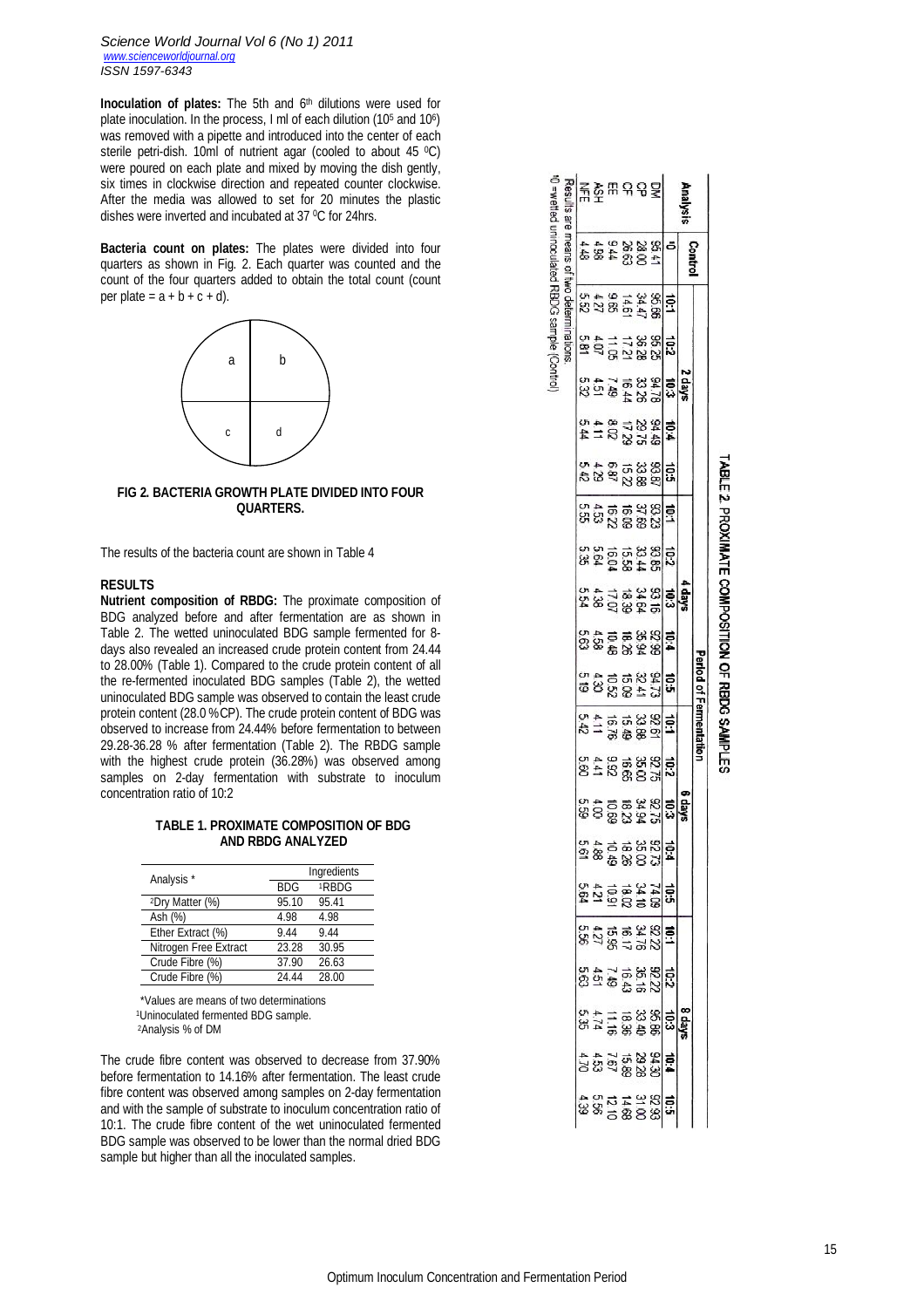**Inoculation of plates:** The 5th and 6th dilutions were used for plate inoculation. In the process, I ml of each dilution ($10^5$ and $10^6$) was removed with a pipette and introduced into the center of each sterile petri-dish. 10ml of nutrient agar (cooled to about 45 $^0$C) were poured on each plate and mixed by moving the dish gently, six times in clockwise direction and repeated counter clockwise. After the media was allowed to set for 20 minutes the plastic dishes were inverted and incubated at 37 $^0$C for 24hrs.

**Bacteria count on plates:** The plates were divided into four quarters as shown in Fig. 2. Each quarter was counted and the count of the four quarters added to obtain the total count (count per plate = a + b + c + d).

**FIG 2. BACTERIA GROWTH PLATE DIVIDED INTO FOUR QUARTERS.**

The results of the bacteria count are shown in Table 4

## RESULTS

**Nutrient composition of RBDG:** The proximate composition of BDG analyzed before and after fermentation are as shown in Table 2. The wetted uninoculated BDG sample fermented for 8-days also revealed an increased crude protein content from 24.44 to 28.00% (Table 1). Compared to the crude protein content of all the re-fermented inoculated BDG samples (Table 2), the wetted uninoculated BDG sample was observed to contain the least crude protein content (28.0 %CP). The crude protein content of BDG was observed to increase from 24.44% before fermentation to between 29.28-36.28 % after fermentation (Table 2). The RBDG sample with the highest crude protein (36.28%) was observed among samples on 2-day fermentation with substrate to inoculum concentration ratio of 10:2

**TABLE 1. PROXIMATE COMPOSITION OF BDG AND RBDG ANALYZED**

| Analysis * | Ingredients | |
|---|---|---|
| | BDG | [1]RBDG |
| [2]Dry Matter (%) | 95.10 | 95.41 |
| Ash (%) | 4.98 | 4.98 |
| Ether Extract (%) | 9.44 | 9.44 |
| Nitrogen Free Extract | 23.28 | 30.95 |
| Crude Fibre (%) | 37.90 | 26.63 |
| Crude Fibre (%) | 24.44 | 28.00 |

*Values are means of two determinations
[1]Uninoculated fermented BDG sample.
[2]Analysis % of DM

The crude fibre content was observed to decrease from 37.90% before fermentation to 14.16% after fermentation. The least crude fibre content was observed among samples on 2-day fermentation and with the sample of substrate to inoculum concentration ratio of 10:1. The crude fibre content of the wet uninoculated fermented BDG sample was observed to be lower than the normal dried BDG sample but higher than all the inoculated samples.

**TABLE 2. PROXIMATE COMPOSITION OF RBDG SAMPLES**

| Analysis | Control | Period of Fermentation | | | | | | | | | | | | | | | | | | | |
|---|---|---|---|---|---|---|---|---|---|---|---|---|---|---|---|---|---|---|---|---|---|
| | | 2 days | | | | | 4 days | | | | | 6 days | | | | | 8 days | | | | |
| | [1]0 | 10:1 | 10:2 | 10:3 | 10:4 | 10:5 | 10:1 | 10:2 | 10:3 | 10:4 | 10:5 | 10:1 | 10:2 | 10:3 | 10:4 | 10:5 | 10:1 | 10:2 | 10:3 | 10:4 | 10:5 |
| DM | 95.41 | 96.66 | 95.25 | 94.78 | 94.49 | 93.87 | 93.23 | 93.85 | 93.16 | 92.99 | 94.73 | 92.61 | 92.75 | 92.75 | 92.73 | 74.09 | 92.22 | 92.22 | 95.86 | 94.30 | 92.93 |
| CP | 28.00 | 34.47 | 36.28 | 33.26 | 29.75 | 33.88 | 37.69 | 33.44 | 34.64 | 35.94 | 32.41 | 33.86 | 35.00 | 34.94 | 35.00 | 34.10 | 34.76 | 35.16 | 33.40 | 29.28 | 31.00 |
| CF | 26.63 | 14.61 | 17.21 | 16.44 | 17.29 | 15.22 | 16.09 | 15.58 | 18.39 | 18.26 | 15.09 | 15.49 | 18.65 | 18.23 | 18.26 | 18.02 | 16.17 | 16.43 | 18.36 | 15.89 | 14.68 |
| EE | 9.44 | 9.65 | 11.05 | 7.49 | 8.02 | 6.87 | 16.22 | 16.04 | 17.07 | 10.48 | 10.52 | 16.76 | 9.92 | 10.69 | 10.49 | 10.91 | 15.96 | 7.49 | 11.16 | 7.67 | 12.10 |
| ASH | 4.98 | 4.27 | 4.07 | 4.51 | 4.11 | 4.29 | 4.53 | 5.64 | 4.38 | 4.58 | 4.30 | 4.11 | 4.41 | 4.00 | 4.88 | 4.21 | 4.27 | 4.51 | 4.74 | 4.53 | 5.56 |
| NFE | 4.48 | 5.52 | 5.81 | 5.32 | 5.44 | 5.42 | 5.55 | 5.35 | 5.54 | 5.63 | 5.19 | 5.42 | 5.60 | 5.59 | 5.61 | 5.64 | 5.56 | 5.63 | 5.35 | 4.70 | 4.39 |

Results are means of two determinations.
[1]0 = wetted uninoculated RBDG sample (Control)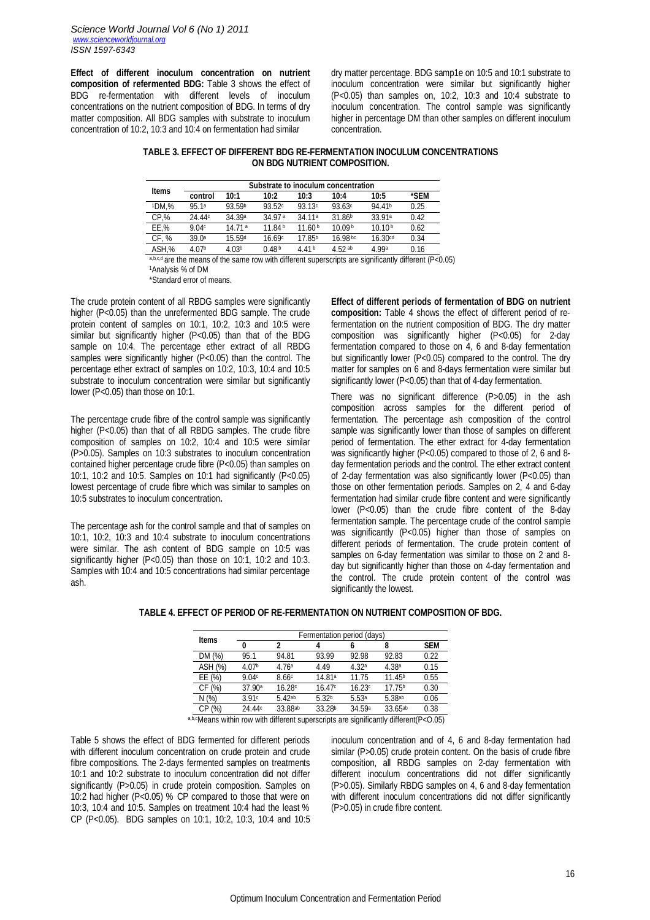**Effect of different inoculum concentration on nutrient composition of refermented BDG:** Table 3 shows the effect of BDG re-fermentation with different levels of inoculum concentrations on the nutrient composition of BDG. In terms of dry matter composition. All BDG samples with substrate to inoculum concentration of 10:2, 10:3 and 10:4 on fermentation had similar dry matter percentage. BDG samp1e on 10:5 and 10:1 substrate to inoculum concentration were similar but significantly higher ($P<0.05$) than samples on, 10:2, 10:3 and 10:4 substrate to inoculum concentration. The control sample was significantly higher in percentage DM than other samples on different inoculum concentration.

**TABLE 3. EFFECT OF DIFFERENT BDG RE-FERMENTATION INOCULUM CONCENTRATIONS ON BDG NUTRIENT COMPOSITION.**

| Items | Substrate to inoculum concentration | | | | | | |
|---|---|---|---|---|---|---|---|
| | control | 10:1 | 10:2 | 10:3 | 10:4 | 10:5 | *SEM |
| [1]DM,% | 95.1[a] | 93.59[b] | 93.52[c] | 93.13[c] | 93.63[c] | 94.41[b] | 0.25 |
| CP,% | 24.44[c] | 34.39[a] | 34.97[a] | 34.11[a] | 31.86[b] | 33.91[a] | 0.42 |
| EE,% | 9.04[c] | 14.71[a] | 11.84[b] | 11.60[b] | 10.09[b] | 10.10[b] | 0.62 |
| CF, % | 39.0[a] | 15.59[d] | 16.69[c] | 17.85[b] | 16.98[bc] | 16.30[cd] | 0.34 |
| ASH,% | 4.07[b] | 4.03[b] | 0.48[b] | 4.41[b] | 4.52[ab] | 4.99[a] | 0.16 |

a,b,c,d are the means of the same row with different superscripts are significantly different ($P<0.05$)
[1]Analysis % of DM
*Standard error of means.

The crude protein content of all RBDG samples were significantly higher ($P<0.05$) than the unrefermented BDG sample. The crude protein content of samples on 10:1, 10:2, 10:3 and 10:5 were similar but significantly higher ($P<0.05$) than that of the BDG sample on 10:4. The percentage ether extract of all RBDG samples were significantly higher ($P<0.05$) than the control. The percentage ether extract of samples on 10:2, 10:3, 10:4 and 10:5 substrate to inoculum concentration were similar but significantly lower ($P<0.05$) than those on 10:1.

The percentage crude fibre of the control sample was significantly higher ($P<0.05$) than that of all RBDG samples. The crude fibre composition of samples on 10:2, 10:4 and 10:5 were similar ($P>0.05$). Samples on 10:3 substrates to inoculum concentration contained higher percentage crude fibre ($P<0.05$) than samples on 10:1, 10:2 and 10:5. Samples on 10:1 had significantly ($P<0.05$) lowest percentage of crude fibre which was similar to samples on 10:5 substrates to inoculum concentration**.**

The percentage ash for the control sample and that of samples on 10:1, 10:2, 10:3 and 10:4 substrate to inoculum concentrations were similar. The ash content of BDG sample on 10:5 was significantly higher ($P<0.05$) than those on 10:1, 10:2 and 10:3. Samples with 10:4 and 10:5 concentrations had similar percentage ash.

**Effect of different periods of fermentation of BDG on nutrient composition:** Table 4 shows the effect of different period of re-fermentation on the nutrient composition of BDG. The dry matter composition was significantly higher ($P<0.05$) for 2-day fermentation compared to those on 4, 6 and 8-day fermentation but significantly lower ($P<0.05$) compared to the control. The dry matter for samples on 6 and 8-days fermentation were similar but significantly lower ($P<0.05$) than that of 4-day fermentation.

There was no significant difference ($P>0.05$) in the ash composition across samples for the different period of fermentation. The percentage ash composition of the control sample was significantly lower than those of samples on different period of fermentation. The ether extract for 4-day fermentation was significantly higher ($P<0.05$) compared to those of 2, 6 and 8-day fermentation periods and the control. The ether extract content of 2-day fermentation was also significantly lower ($P<0.05$) than those on other fermentation periods. Samples on 2, 4 and 6-day fermentation had similar crude fibre content and were significantly lower ($P<0.05$) than the crude fibre content of the 8-day fermentation sample. The percentage crude of the control sample was significantly ($P<0.05$) higher than those of samples on different periods of fermentation. The crude protein content of samples on 6-day fermentation was similar to those on 2 and 8-day but significantly higher than those on 4-day fermentation and the control. The crude protein content of the control was significantly the lowest.

**TABLE 4. EFFECT OF PERIOD OF RE-FERMENTATION ON NUTRIENT COMPOSITION OF BDG.**

| Items | Fermentation period (days) | | | | | |
|---|---|---|---|---|---|---|
| | 0 | 2 | 4 | 6 | 8 | SEM |
| DM (%) | 95.1 | 94.81 | 93.99 | 92.98 | 92.83 | 0.22 |
| ASH (%) | 4.07[b] | 4.76[a] | 4.49 | 4.32[a] | 4.38[a] | 0.15 |
| EE (%) | 9.04[c] | 8.66[c] | 14.81[a] | 11.75 | 11.45[b] | 0.55 |
| CF (%) | 37.90[a] | 16.28[c] | 16.47[c] | 16.23[c] | 17.75[b] | 0.30 |
| N (%) | 3.91[c] | 5.42[ab] | 5.32[b] | 5.53[a] | 5.38[ab] | 0.06 |
| CP (%) | 24.44[c] | 33.88[ab] | 33.28[b] | 34.59[a] | 33.65[ab] | 0.38 |

a,b,cMeans within row with different superscripts are significantly different($P<0.05$)

Table 5 shows the effect of BDG fermented for different periods with different inoculum concentration on crude protein and crude fibre compositions. The 2-days fermented samples on treatments 10:1 and 10:2 substrate to inoculum concentration did not differ significantly ($P>0.05$) in crude protein composition. Samples on 10:2 had higher ($P<0.05$) % CP compared to those that were on 10:3, 10:4 and 10:5. Samples on treatment 10:4 had the least % CP ($P<0.05$). BDG samples on 10:1, 10:2, 10:3, 10:4 and 10:5 inoculum concentration and of 4, 6 and 8-day fermentation had similar ($P>0.05$) crude protein content. On the basis of crude fibre composition, all RBDG samples on 2-day fermentation with different inoculum concentrations did not differ significantly ($P>0.05$). Similarly RBDG samples on 4, 6 and 8-day fermentation with different inoculum concentrations did not differ significantly ($P>0.05$) in crude fibre content.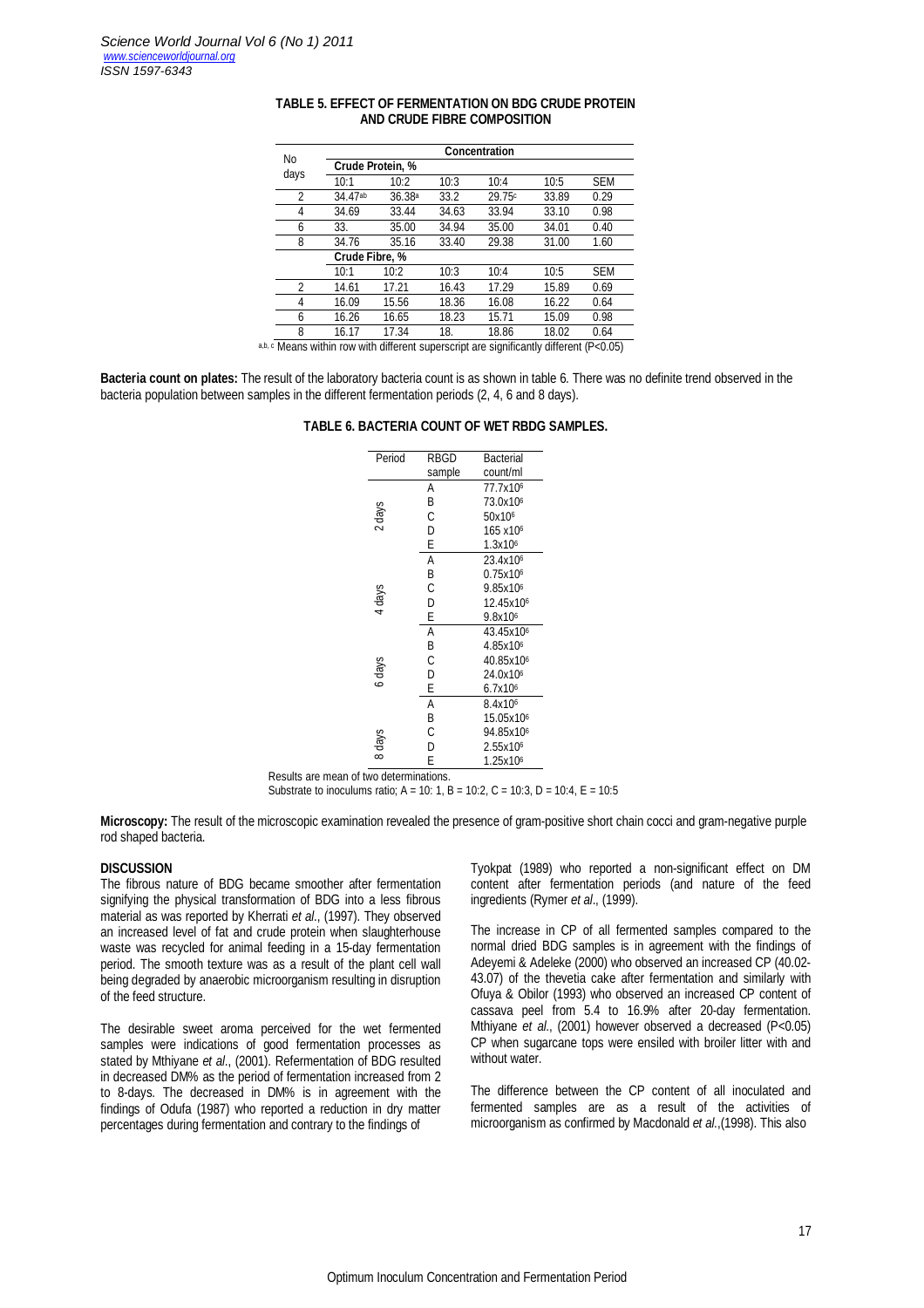**TABLE 5. EFFECT OF FERMENTATION ON BDG CRUDE PROTEIN AND CRUDE FIBRE COMPOSITION**

| No days | Concentration | | | | | |
|---|---|---|---|---|---|---|
| | **Crude Protein, %** | | | | | |
| | 10:1 | 10:2 | 10:3 | 10:4 | 10:5 | SEM |
| 2 | 34.47[ab] | 36.38[a] | 33.2 | 29.75[c] | 33.89 | 0.29 |
| 4 | 34.69 | 33.44 | 34.63 | 33.94 | 33.10 | 0.98 |
| 6 | 33. | 35.00 | 34.94 | 35.00 | 34.01 | 0.40 |
| 8 | 34.76 | 35.16 | 33.40 | 29.38 | 31.00 | 1.60 |
| | **Crude Fibre, %** | | | | | |
| | 10:1 | 10:2 | 10:3 | 10:4 | 10:5 | SEM |
| 2 | 14.61 | 17.21 | 16.43 | 17.29 | 15.89 | 0.69 |
| 4 | 16.09 | 15.56 | 18.36 | 16.08 | 16.22 | 0.64 |
| 6 | 16.26 | 16.65 | 18.23 | 15.71 | 15.09 | 0.98 |
| 8 | 16.17 | 17.34 | 18. | 18.86 | 18.02 | 0.64 |

[a,b,c] Means within row with different superscript are significantly different ($P<0.05$)

**Bacteria count on plates:** The result of the laboratory bacteria count is as shown in table 6. There was no definite trend observed in the bacteria population between samples in the different fermentation periods (2, 4, 6 and 8 days).

**TABLE 6. BACTERIA COUNT OF WET RBDG SAMPLES.**

| Period | RBGD sample | Bacterial count/ml |
|---|---|---|
| 2 days | A | $77.7 \times 10^6$ |
| | B | $73.0 \times 10^6$ |
| | C | $50 \times 10^6$ |
| | D | $165 \times 10^6$ |
| | E | $1.3 \times 10^6$ |
| 4 days | A | $23.4 \times 10^6$ |
| | B | $0.75 \times 10^6$ |
| | C | $9.85 \times 10^6$ |
| | D | $12.45 \times 10^6$ |
| | E | $9.8 \times 10^6$ |
| 6 days | A | $43.45 \times 10^6$ |
| | B | $4.85 \times 10^6$ |
| | C | $40.85 \times 10^6$ |
| | D | $24.0 \times 10^6$ |
| | E | $6.7 \times 10^6$ |
| 8 days | A | $8.4 \times 10^6$ |
| | B | $15.05 \times 10^6$ |
| | C | $94.85 \times 10^6$ |
| | D | $2.55 \times 10^6$ |
| | E | $1.25 \times 10^6$ |

Results are mean of two determinations.
Substrate to inoculums ratio; A = 10: 1, B = 10:2, C = 10:3, D = 10:4, E = 10:5

**Microscopy:** The result of the microscopic examination revealed the presence of gram-positive short chain cocci and gram-negative purple rod shaped bacteria.

## DISCUSSION

The fibrous nature of BDG became smoother after fermentation signifying the physical transformation of BDG into a less fibrous material as was reported by Kherrati *et al*., (1997). They observed an increased level of fat and crude protein when slaughterhouse waste was recycled for animal feeding in a 15-day fermentation period. The smooth texture was as a result of the plant cell wall being degraded by anaerobic microorganism resulting in disruption of the feed structure.

The desirable sweet aroma perceived for the wet fermented samples were indications of good fermentation processes as stated by Mthiyane *et al*., (2001). Refermentation of BDG resulted in decreased DM% as the period of fermentation increased from 2 to 8-days. The decreased in DM% is in agreement with the findings of Odufa (1987) who reported a reduction in dry matter percentages during fermentation and contrary to the findings of Tyokpat (1989) who reported a non-significant effect on DM content after fermentation periods (and nature of the feed ingredients (Rymer *et al*., (1999).

The increase in CP of all fermented samples compared to the normal dried BDG samples is in agreement with the findings of Adeyemi & Adeleke (2000) who observed an increased CP (40.02-43.07) of the thevetia cake after fermentation and similarly with Ofuya & Obilor (1993) who observed an increased CP content of cassava peel from 5.4 to 16.9% after 20-day fermentation. Mthiyane *et al*., (2001) however observed a decreased ($P<0.05$) CP when sugarcane tops were ensiled with broiler litter with and without water.

The difference between the CP content of all inoculated and fermented samples are as a result of the activities of microorganism as confirmed by Macdonald *et al*.,(1998). This also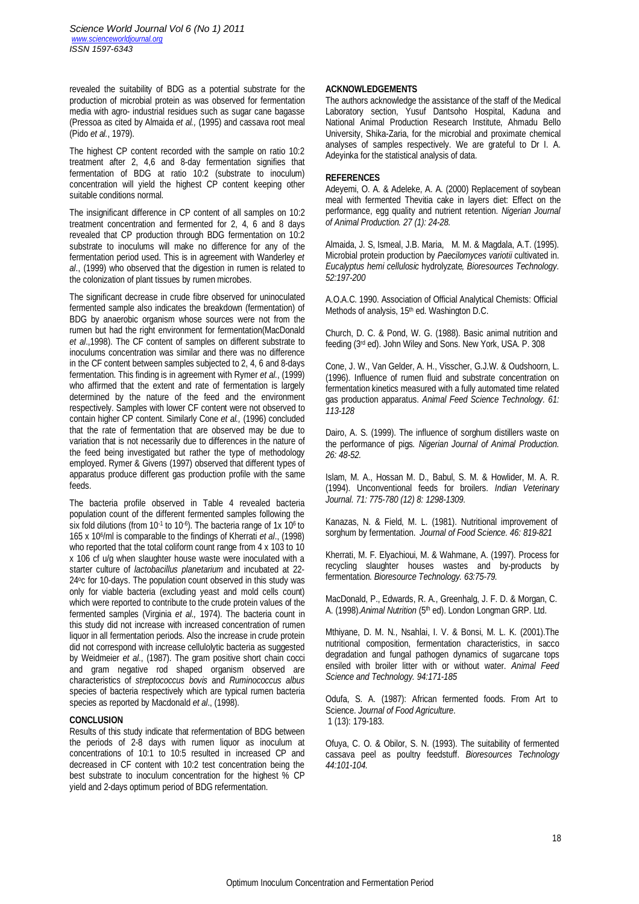revealed the suitability of BDG as a potential substrate for the production of microbial protein as was observed for fermentation media with agro- industrial residues such as sugar cane bagasse (Pressoa as cited by Almaida *et al.,* (1995) and cassava root meal (Pido *et al.*, 1979).

The highest CP content recorded with the sample on ratio 10:2 treatment after 2, 4,6 and 8-day fermentation signifies that fermentation of BDG at ratio 10:2 (substrate to inoculum) concentration will yield the highest CP content keeping other suitable conditions normal.

The insignificant difference in CP content of all samples on 10:2 treatment concentration and fermented for 2, 4, 6 and 8 days revealed that CP production through BDG fermentation on 10:2 substrate to inoculums will make no difference for any of the fermentation period used. This is in agreement with Wanderley *et al*., (1999) who observed that the digestion in rumen is related to the colonization of plant tissues by rumen microbes.

The significant decrease in crude fibre observed for uninoculated fermented sample also indicates the breakdown (fermentation) of BDG by anaerobic organism whose sources were not from the rumen but had the right environment for fermentation(MacDonald *et al*.,1998). The CF content of samples on different substrate to inoculums concentration was similar and there was no difference in the CF content between samples subjected to 2, 4, 6 and 8-days fermentation. This finding is in agreement with Rymer *et al.*, (1999) who affirmed that the extent and rate of fermentation is largely determined by the nature of the feed and the environment respectively. Samples with lower CF content were not observed to contain higher CP content. Similarly Cone *et al.,* (1996) concluded that the rate of fermentation that are observed may be due to variation that is not necessarily due to differences in the nature of the feed being investigated but rather the type of methodology employed. Rymer & Givens (1997) observed that different types of apparatus produce different gas production profile with the same feeds.

The bacteria profile observed in Table 4 revealed bacteria population count of the different fermented samples following the six fold dilutions (from $10^{-1}$ to $10^{-6}$). The bacteria range of 1x $10^{6}$ to 165 x $10^{6}$/ml is comparable to the findings of Kherrati *et al*., (1998) who reported that the total coliform count range from 4 x 103 to 10 x 106 cf u/g when slaughter house waste were inoculated with a starter culture of *lactobacillus planetarium* and incubated at 22-24°c for 10-days. The population count observed in this study was only for viable bacteria (excluding yeast and mold cells count) which were reported to contribute to the crude protein values of the fermented samples (Virginia *et al.,* 1974). The bacteria count in this study did not increase with increased concentration of rumen liquor in all fermentation periods. Also the increase in crude protein did not correspond with increase cellulolytic bacteria as suggested by Weidmeier *et al*., (1987). The gram positive short chain cocci and gram negative rod shaped organism observed are characteristics of *streptococcus bovis* and *Ruminococcus albus* species of bacteria respectively which are typical rumen bacteria species as reported by Macdonald *et al*., (1998).

**CONCLUSION**

Results of this study indicate that refermentation of BDG between the periods of 2-8 days with rumen liquor as inoculum at concentrations of 10:1 to 10:5 resulted in increased CP and decreased in CF content with 10:2 test concentration being the best substrate to inoculum concentration for the highest % CP yield and 2-days optimum period of BDG refermentation.

**ACKNOWLEDGEMENTS**

The authors acknowledge the assistance of the staff of the Medical Laboratory section, Yusuf Dantsoho Hospital, Kaduna and National Animal Production Research Institute, Ahmadu Bello University, Shika-Zaria, for the microbial and proximate chemical analyses of samples respectively. We are grateful to Dr I. A. Adeyinka for the statistical analysis of data.

**REFERENCES**

Adeyemi, O. A. & Adeleke, A. A. (2000) Replacement of soybean meal with fermented Thevitia cake in layers diet: Effect on the performance, egg quality and nutrient retention. *Nigerian Journal of Animal Production. 27 (1): 24-28.*

Almaida, J. S, Ismeal, J.B. Maria, M. M. & Magdala, A.T. (1995). Microbial protein production by *Paecilomyces variotii* cultivated in. *Eucalyptus hemi cellulosic* hydrolyzate*, Bioresources Technology. 52:197-200*

A.O.A.C. 1990. Association of Official Analytical Chemists: Official Methods of analysis, 15th ed. Washington D.C.

Church, D. C. & Pond, W. G. (1988). Basic animal nutrition and feeding (3rd ed). John Wiley and Sons. New York, USA. P. 308

Cone, J. W., Van Gelder, A. H., Visscher, G.J.W. & Oudshoorn, L. (1996). Influence of rumen fluid and substrate concentration on fermentation kinetics measured with a fully automated time related gas production apparatus. *Animal Feed Science Technology. 61: 113-128*

Dairo, A. S. (1999). The influence of sorghum distillers waste on the performance of pigs. *Nigerian Journal of Animal Production. 26: 48-52.*

Islam, M. A., Hossan M. D., Babul, S. M. & Howlider, M. A. R. (1994). Unconventional feeds for broilers. *Indian Veterinary Journal. 71: 775-780 (12) 8: 1298-1309.*

Kanazas, N. & Field, M. L. (1981). Nutritional improvement of sorghum by fermentation. *Journal of Food Science. 46: 819-821*

Kherrati, M. F. Elyachioui, M. & Wahmane, A. (1997). Process for recycling slaughter houses wastes and by-products by fermentation. *Bioresource Technology. 63:75-79.*

MacDonald, P., Edwards, R. A., Greenhalg, J. F. D. & Morgan, C. A. (1998).*Animal Nutrition* (5th ed). London Longman GRP. Ltd.

Mthiyane, D. M. N., Nsahlai, I. V. & Bonsi, M. L. K. (2001).The nutritional composition, fermentation characteristics, in sacco degradation and fungal pathogen dynamics of sugarcane tops ensiled with broiler litter with or without water. *Animal Feed Science and Technology. 94:171-185*

Odufa, S. A. (1987): African fermented foods. From Art to Science. *Journal of Food Agriculture*. 1 (13): 179-183.

Ofuya, C. O. & Obilor, S. N. (1993). The suitability of fermented cassava peel as poultry feedstuff. *Bioresources Technology 44:101-104.*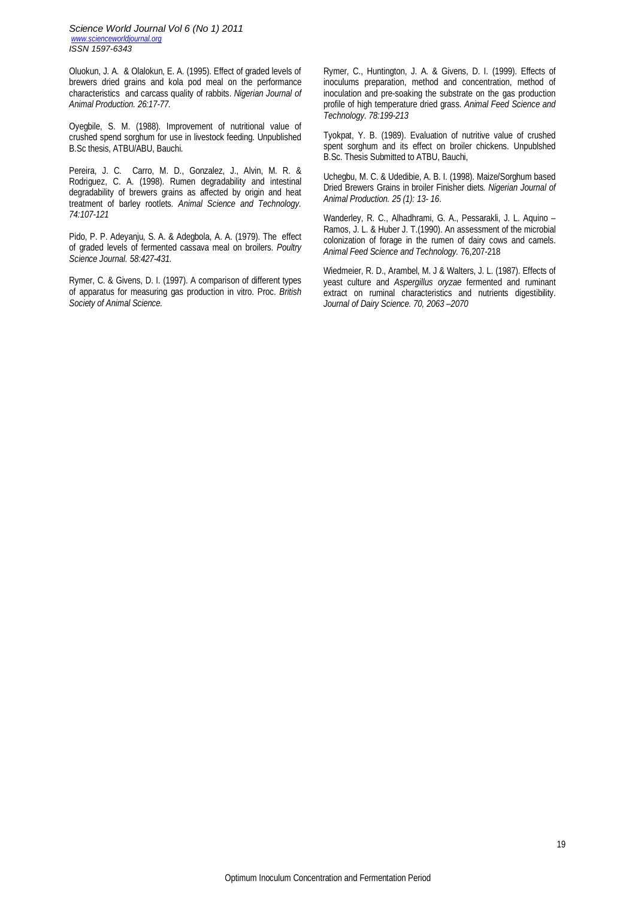Oluokun, J. A. & Olalokun, E. A. (1995). Effect of graded levels of brewers dried grains and kola pod meal on the performance characteristics and carcass quality of rabbits. *Nigerian Journal of Animal Production. 26:17-77.*

Oyegbile, S. M. (1988). Improvement of nutritional value of crushed spend sorghum for use in livestock feeding. Unpublished B.Sc thesis, ATBU/ABU, Bauchi.

Pereira, J. C. Carro, M. D., Gonzalez, J., Alvin, M. R. & Rodriguez, C. A. (1998). Rumen degradability and intestinal degradability of brewers grains as affected by origin and heat treatment of barley rootlets. *Animal Science and Technology. 74:107-121*

Pido, P. P. Adeyanju, S. A. & Adegbola, A. A. (1979). The effect of graded levels of fermented cassava meal on broilers. *Poultry Science Journal. 58:427-431.*

Rymer, C. & Givens, D. I. (1997). A comparison of different types of apparatus for measuring gas production in vitro. Proc. *British Society of Animal Science.*

Rymer, C., Huntington, J. A. & Givens, D. I. (1999). Effects of inoculums preparation, method and concentration, method of inoculation and pre-soaking the substrate on the gas production profile of high temperature dried grass. *Animal Feed Science and Technology. 78:199-213*

Tyokpat, Y. B. (1989). Evaluation of nutritive value of crushed spent sorghum and its effect on broiler chickens. Unpublshed B.Sc. Thesis Submitted to ATBU, Bauchi,

Uchegbu, M. C. & Udedibie, A. B. I. (1998). Maize/Sorghum based Dried Brewers Grains in broiler Finisher diets. *Nigerian Journal of Animal Production. 25 (1): 13- 16*.

Wanderley, R. C., Alhadhrami, G. A., Pessarakli, J. L. Aquino – Ramos, J. L. & Huber J. T.(1990). An assessment of the microbial colonization of forage in the rumen of dairy cows and camels. *Animal Feed Science and Technology.* 76,207-218

Wiedmeier, R. D., Arambel, M. J & Walters, J. L. (1987). Effects of yeast culture and *Aspergillus oryzae* fermented and ruminant extract on ruminal characteristics and nutrients digestibility. *Journal of Dairy Science. 70, 2063 –2070*